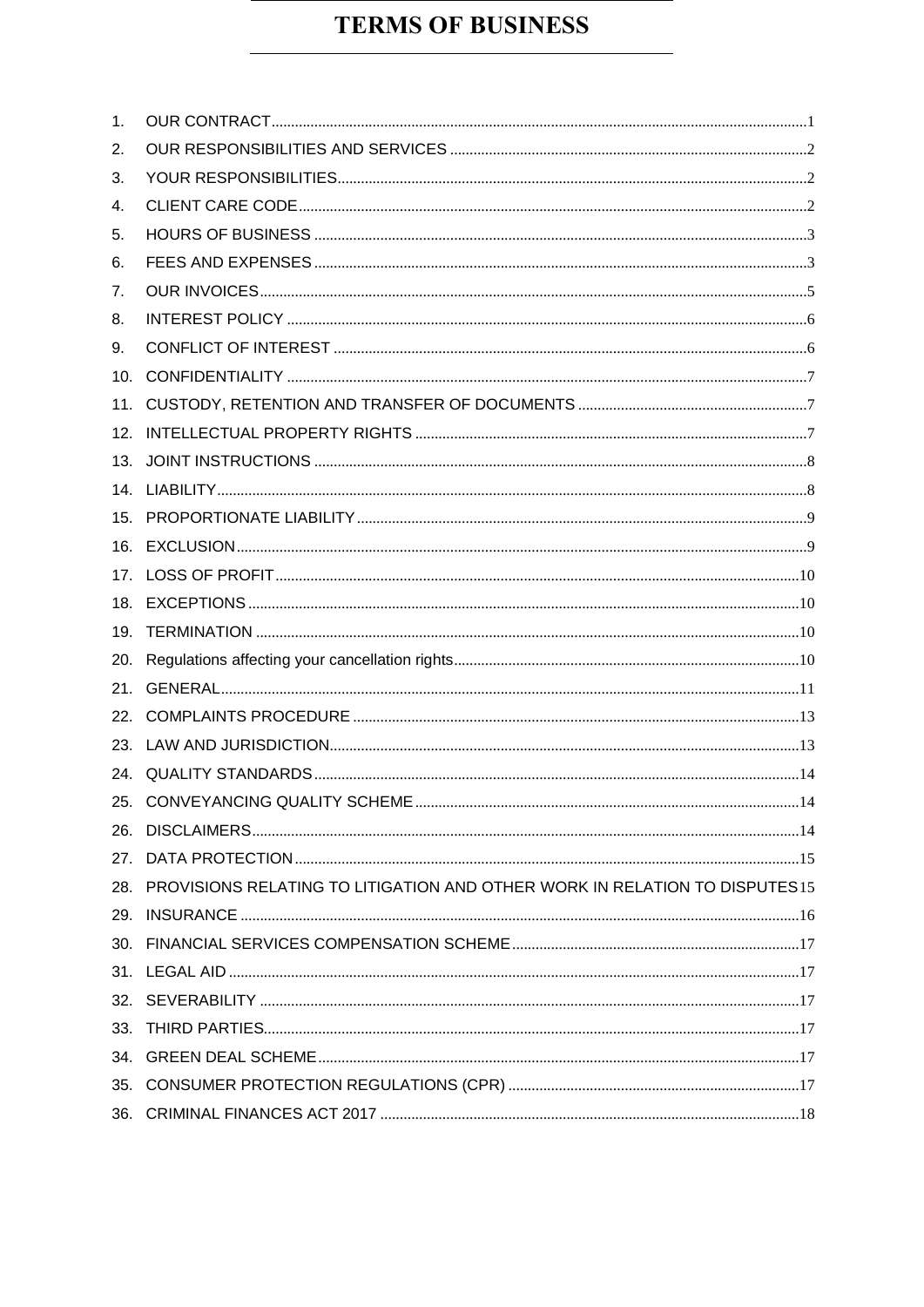# TERMS OF BUSINESS

| | | |
|---|---|---|
| 1. | OUR CONTRACT | 1 |
| 2. | OUR RESPONSIBILITIES AND SERVICES | 2 |
| 3. | YOUR RESPONSIBILITIES | 2 |
| 4. | CLIENT CARE CODE | 2 |
| 5. | HOURS OF BUSINESS | 3 |
| 6. | FEES AND EXPENSES | 3 |
| 7. | OUR INVOICES | 5 |
| 8. | INTEREST POLICY | 6 |
| 9. | CONFLICT OF INTEREST | 6 |
| 10. | CONFIDENTIALITY | 7 |
| 11. | CUSTODY, RETENTION AND TRANSFER OF DOCUMENTS | 7 |
| 12. | INTELLECTUAL PROPERTY RIGHTS | 7 |
| 13. | JOINT INSTRUCTIONS | 8 |
| 14. | LIABILITY | 8 |
| 15. | PROPORTIONATE LIABILITY | 9 |
| 16. | EXCLUSION | 9 |
| 17. | LOSS OF PROFIT | 10 |
| 18. | EXCEPTIONS | 10 |
| 19. | TERMINATION | 10 |
| 20. | Regulations affecting your cancellation rights | 10 |
| 21. | GENERAL | 11 |
| 22. | COMPLAINTS PROCEDURE | 13 |
| 23. | LAW AND JURISDICTION | 13 |
| 24. | QUALITY STANDARDS | 14 |
| 25. | CONVEYANCING QUALITY SCHEME | 14 |
| 26. | DISCLAIMERS | 14 |
| 27. | DATA PROTECTION | 15 |
| 28. | PROVISIONS RELATING TO LITIGATION AND OTHER WORK IN RELATION TO DISPUTES | 15 |
| 29. | INSURANCE | 16 |
| 30. | FINANCIAL SERVICES COMPENSATION SCHEME | 17 |
| 31. | LEGAL AID | 17 |
| 32. | SEVERABILITY | 17 |
| 33. | THIRD PARTIES | 17 |
| 34. | GREEN DEAL SCHEME | 17 |
| 35. | CONSUMER PROTECTION REGULATIONS (CPR) | 17 |
| 36. | CRIMINAL FINANCES ACT 2017 | 18 |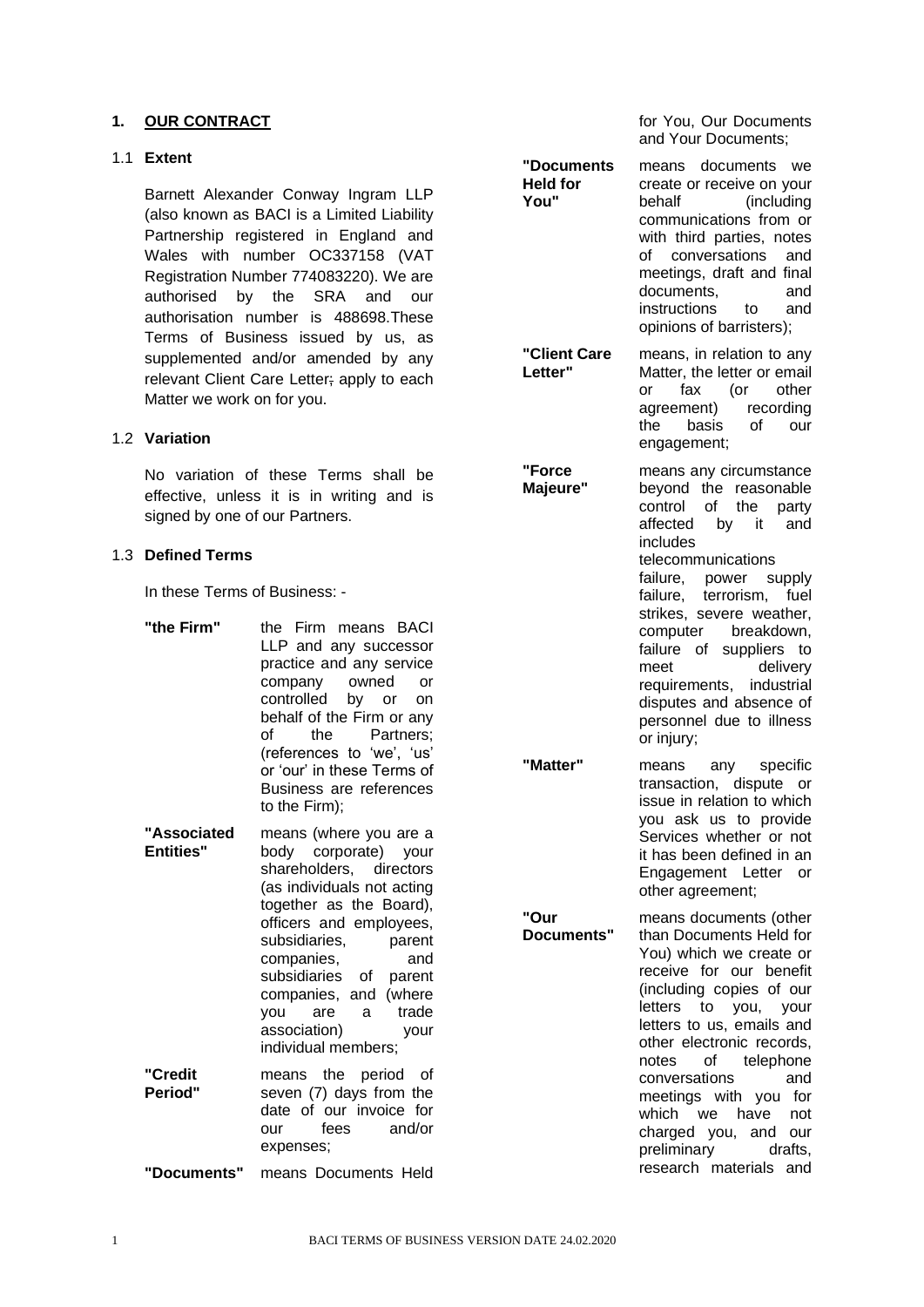## 1. OUR CONTRACT

### 1.1 Extent

Barnett Alexander Conway Ingram LLP (also known as BACI is a Limited Liability Partnership registered in England and Wales with number OC337158 (VAT Registration Number 774083220). We are authorised by the SRA and our authorisation number is 488698.These Terms of Business issued by us, as supplemented and/or amended by any relevant Client Care Letter; apply to each Matter we work on for you.

### 1.2 Variation

No variation of these Terms shall be effective, unless it is in writing and is signed by one of our Partners.

### 1.3 Defined Terms

In these Terms of Business: -

| | |
|---|---|
| **"the Firm"** | the Firm means BACI LLP and any successor practice and any service company owned or controlled by or on behalf of the Firm or any of the Partners; (references to 'we', 'us' or 'our' in these Terms of Business are references to the Firm); |
| **"Associated Entities"** | means (where you are a body corporate) your shareholders, directors (as individuals not acting together as the Board), officers and employees, subsidiaries, parent companies, and subsidiaries of parent companies, and (where you are a trade association) your individual members; |
| **"Credit Period"** | means the period of seven (7) days from the date of our invoice for our fees and/or expenses; |
| **"Documents"** | means Documents Held for You, Our Documents and Your Documents; |
| **"Documents Held for You"** | means documents we create or receive on your behalf (including communications from or with third parties, notes of conversations and meetings, draft and final documents, and instructions to and opinions of barristers); |
| **"Client Care Letter"** | means, in relation to any Matter, the letter or email or fax (or other agreement) recording the basis of our engagement; |
| **"Force Majeure"** | means any circumstance beyond the reasonable control of the party affected by it and includes telecommunications failure, power supply failure, terrorism, fuel strikes, severe weather, computer breakdown, failure of suppliers to meet delivery requirements, industrial disputes and absence of personnel due to illness or injury; |
| **"Matter"** | means any specific transaction, dispute or issue in relation to which you ask us to provide Services whether or not it has been defined in an Engagement Letter or other agreement; |
| **"Our Documents"** | means documents (other than Documents Held for You) which we create or receive for our benefit (including copies of our letters to you, your letters to us, emails and other electronic records, notes of telephone conversations and meetings with you for which we have not charged you, and our preliminary drafts, research materials and |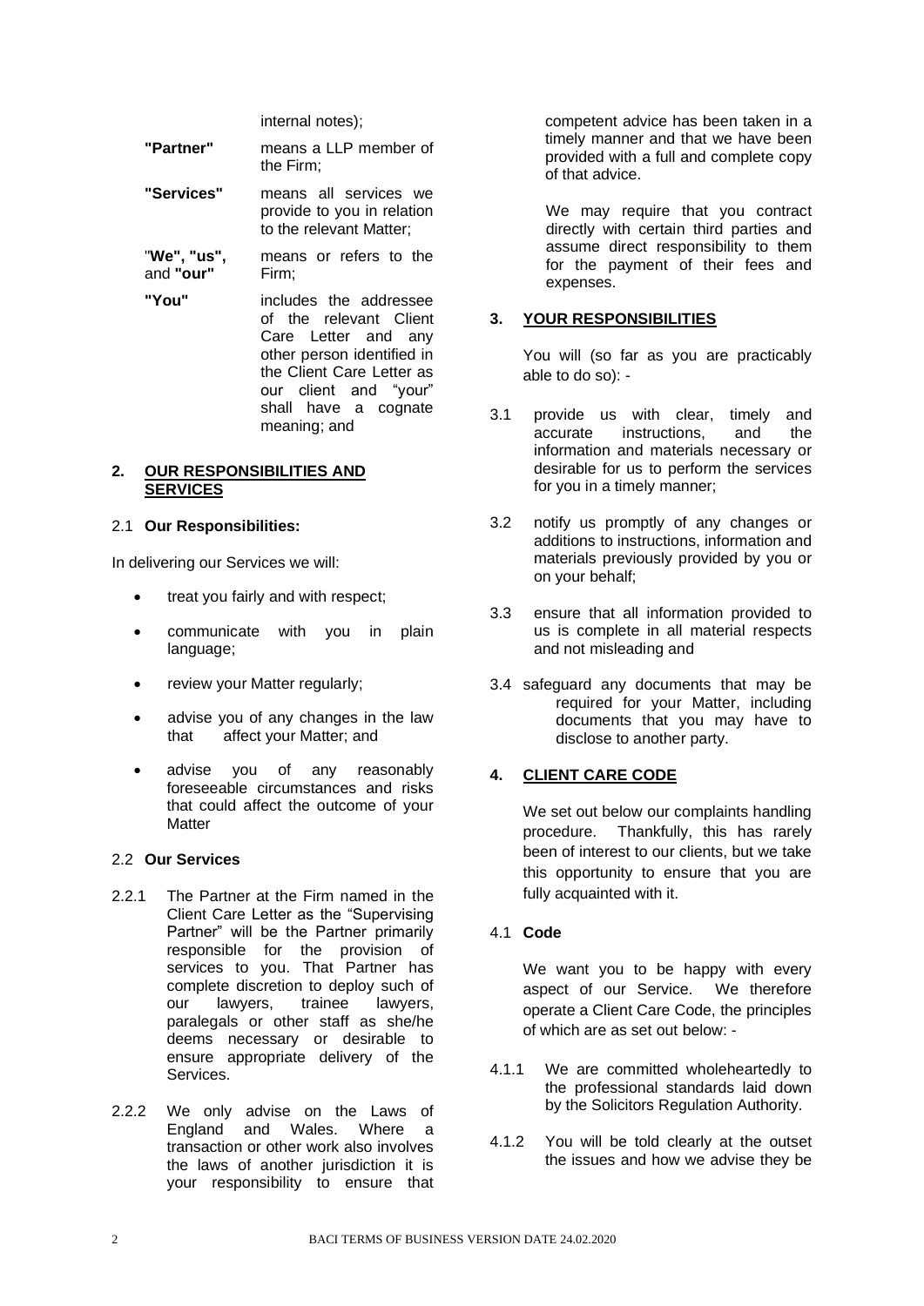internal notes);

| | |
|---|---|
| **"Partner"** | means a LLP member of the Firm; |
| **"Services"** | means all services we provide to you in relation to the relevant Matter; |
| "**We", "us",** and **"our"** | means or refers to the Firm; |
| **"You"** | includes the addressee of the relevant Client Care Letter and any other person identified in the Client Care Letter as our client and "your" shall have a cognate meaning; and |

## 2. OUR RESPONSIBILITIES AND SERVICES

### 2.1 Our Responsibilities:

In delivering our Services we will:

- treat you fairly and with respect;
- communicate with you in plain language;
- review your Matter regularly;
- advise you of any changes in the law that affect your Matter; and
- advise you of any reasonably foreseeable circumstances and risks that could affect the outcome of your Matter

### 2.2 Our Services

2.2.1 The Partner at the Firm named in the Client Care Letter as the "Supervising Partner" will be the Partner primarily responsible for the provision of services to you. That Partner has complete discretion to deploy such of our lawyers, trainee lawyers, paralegals or other staff as she/he deems necessary or desirable to ensure appropriate delivery of the Services.

2.2.2 We only advise on the Laws of England and Wales. Where a transaction or other work also involves the laws of another jurisdiction it is your responsibility to ensure that competent advice has been taken in a timely manner and that we have been provided with a full and complete copy of that advice.

We may require that you contract directly with certain third parties and assume direct responsibility to them for the payment of their fees and expenses.

## 3. YOUR RESPONSIBILITIES

You will (so far as you are practicably able to do so): -

3.1 provide us with clear, timely and accurate instructions, and the information and materials necessary or desirable for us to perform the services for you in a timely manner;

3.2 notify us promptly of any changes or additions to instructions, information and materials previously provided by you or on your behalf;

3.3 ensure that all information provided to us is complete in all material respects and not misleading and

3.4 safeguard any documents that may be required for your Matter, including documents that you may have to disclose to another party.

## 4. CLIENT CARE CODE

We set out below our complaints handling procedure. Thankfully, this has rarely been of interest to our clients, but we take this opportunity to ensure that you are fully acquainted with it.

### 4.1 Code

We want you to be happy with every aspect of our Service. We therefore operate a Client Care Code, the principles of which are as set out below: -

4.1.1 We are committed wholeheartedly to the professional standards laid down by the Solicitors Regulation Authority.

4.1.2 You will be told clearly at the outset the issues and how we advise they be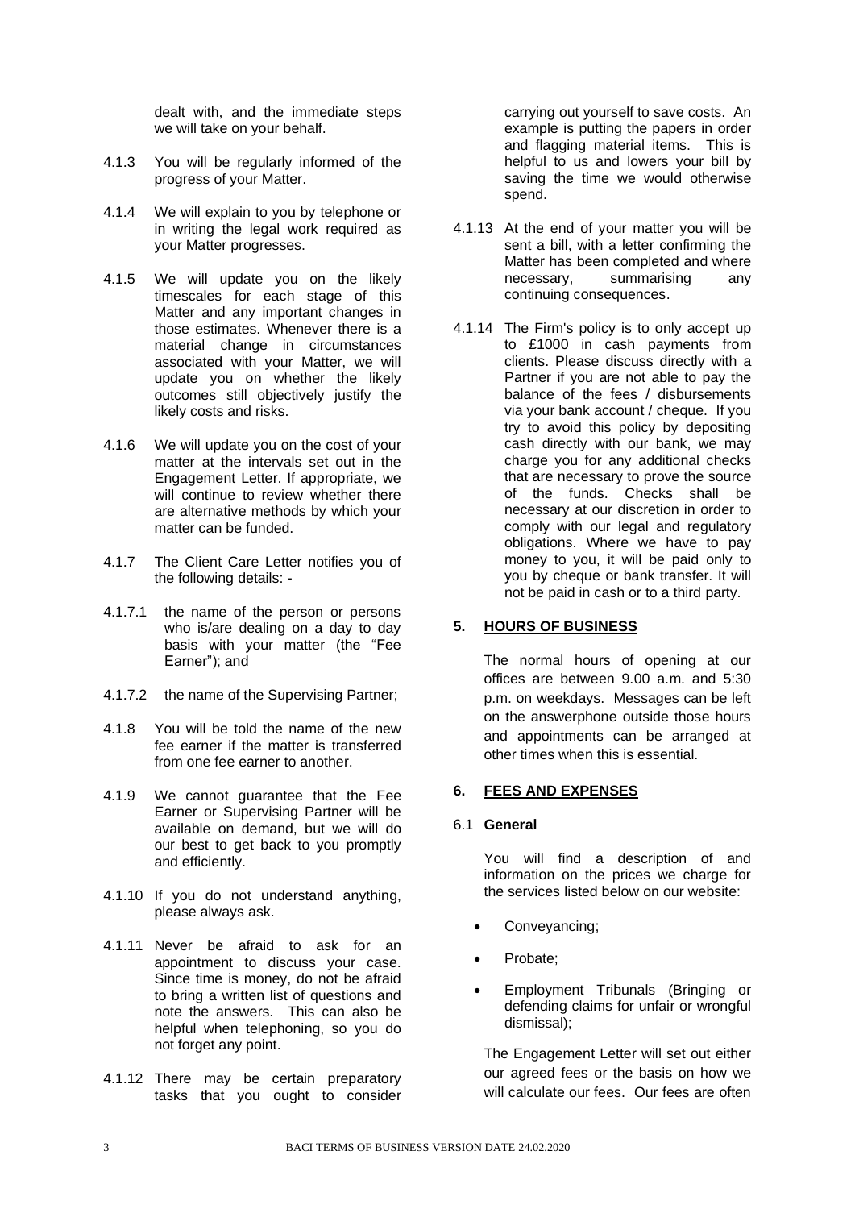dealt with, and the immediate steps we will take on your behalf.

4.1.3 You will be regularly informed of the progress of your Matter.

4.1.4 We will explain to you by telephone or in writing the legal work required as your Matter progresses.

4.1.5 We will update you on the likely timescales for each stage of this Matter and any important changes in those estimates. Whenever there is a material change in circumstances associated with your Matter, we will update you on whether the likely outcomes still objectively justify the likely costs and risks.

4.1.6 We will update you on the cost of your matter at the intervals set out in the Engagement Letter. If appropriate, we will continue to review whether there are alternative methods by which your matter can be funded.

4.1.7 The Client Care Letter notifies you of the following details: -

4.1.7.1 the name of the person or persons who is/are dealing on a day to day basis with your matter (the "Fee Earner"); and

4.1.7.2 the name of the Supervising Partner;

4.1.8 You will be told the name of the new fee earner if the matter is transferred from one fee earner to another.

4.1.9 We cannot guarantee that the Fee Earner or Supervising Partner will be available on demand, but we will do our best to get back to you promptly and efficiently.

4.1.10 If you do not understand anything, please always ask.

4.1.11 Never be afraid to ask for an appointment to discuss your case. Since time is money, do not be afraid to bring a written list of questions and note the answers. This can also be helpful when telephoning, so you do not forget any point.

4.1.12 There may be certain preparatory tasks that you ought to consider carrying out yourself to save costs. An example is putting the papers in order and flagging material items. This is helpful to us and lowers your bill by saving the time we would otherwise spend.

4.1.13 At the end of your matter you will be sent a bill, with a letter confirming the Matter has been completed and where necessary, summarising any continuing consequences.

4.1.14 The Firm's policy is to only accept up to £1000 in cash payments from clients. Please discuss directly with a Partner if you are not able to pay the balance of the fees / disbursements via your bank account / cheque. If you try to avoid this policy by depositing cash directly with our bank, we may charge you for any additional checks that are necessary to prove the source of the funds. Checks shall be necessary at our discretion in order to comply with our legal and regulatory obligations. Where we have to pay money to you, it will be paid only to you by cheque or bank transfer. It will not be paid in cash or to a third party.

## 5. HOURS OF BUSINESS

The normal hours of opening at our offices are between 9.00 a.m. and 5:30 p.m. on weekdays. Messages can be left on the answerphone outside those hours and appointments can be arranged at other times when this is essential.

## 6. FEES AND EXPENSES

### 6.1 General

You will find a description of and information on the prices we charge for the services listed below on our website:

- Conveyancing;
- Probate;
- Employment Tribunals (Bringing or defending claims for unfair or wrongful dismissal);

The Engagement Letter will set out either our agreed fees or the basis on how we will calculate our fees. Our fees are often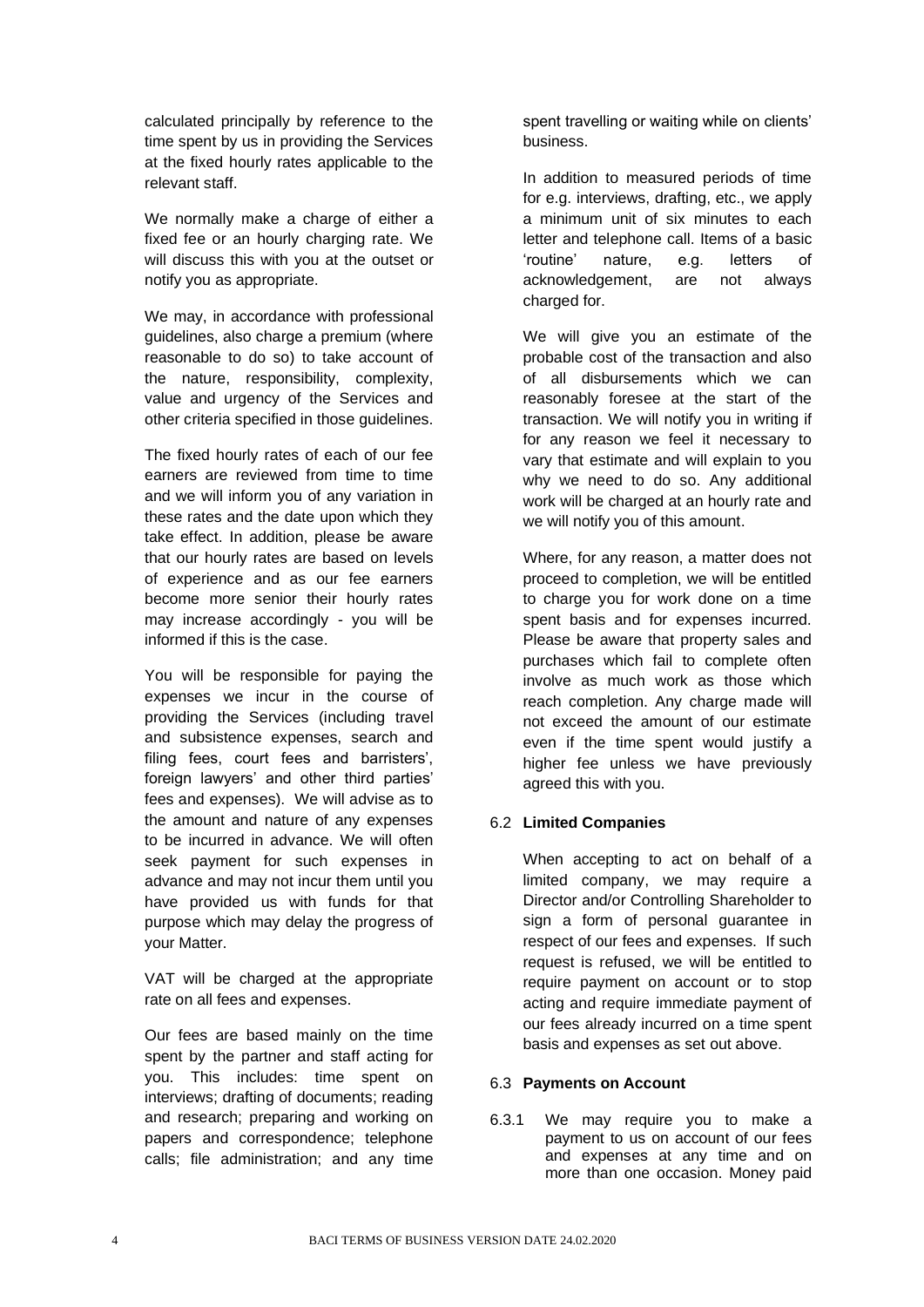calculated principally by reference to the time spent by us in providing the Services at the fixed hourly rates applicable to the relevant staff.

We normally make a charge of either a fixed fee or an hourly charging rate. We will discuss this with you at the outset or notify you as appropriate.

We may, in accordance with professional guidelines, also charge a premium (where reasonable to do so) to take account of the nature, responsibility, complexity, value and urgency of the Services and other criteria specified in those guidelines.

The fixed hourly rates of each of our fee earners are reviewed from time to time and we will inform you of any variation in these rates and the date upon which they take effect. In addition, please be aware that our hourly rates are based on levels of experience and as our fee earners become more senior their hourly rates may increase accordingly - you will be informed if this is the case.

You will be responsible for paying the expenses we incur in the course of providing the Services (including travel and subsistence expenses, search and filing fees, court fees and barristers', foreign lawyers' and other third parties' fees and expenses). We will advise as to the amount and nature of any expenses to be incurred in advance. We will often seek payment for such expenses in advance and may not incur them until you have provided us with funds for that purpose which may delay the progress of your Matter.

VAT will be charged at the appropriate rate on all fees and expenses.

Our fees are based mainly on the time spent by the partner and staff acting for you. This includes: time spent on interviews; drafting of documents; reading and research; preparing and working on papers and correspondence; telephone calls; file administration; and any time spent travelling or waiting while on clients' business.

In addition to measured periods of time for e.g. interviews, drafting, etc., we apply a minimum unit of six minutes to each letter and telephone call. Items of a basic 'routine' nature, e.g. letters of acknowledgement, are not always charged for.

We will give you an estimate of the probable cost of the transaction and also of all disbursements which we can reasonably foresee at the start of the transaction. We will notify you in writing if for any reason we feel it necessary to vary that estimate and will explain to you why we need to do so. Any additional work will be charged at an hourly rate and we will notify you of this amount.

Where, for any reason, a matter does not proceed to completion, we will be entitled to charge you for work done on a time spent basis and for expenses incurred. Please be aware that property sales and purchases which fail to complete often involve as much work as those which reach completion. Any charge made will not exceed the amount of our estimate even if the time spent would justify a higher fee unless we have previously agreed this with you.

### 6.2 Limited Companies

When accepting to act on behalf of a limited company, we may require a Director and/or Controlling Shareholder to sign a form of personal guarantee in respect of our fees and expenses. If such request is refused, we will be entitled to require payment on account or to stop acting and require immediate payment of our fees already incurred on a time spent basis and expenses as set out above.

### 6.3 Payments on Account

6.3.1 We may require you to make a payment to us on account of our fees and expenses at any time and on more than one occasion. Money paid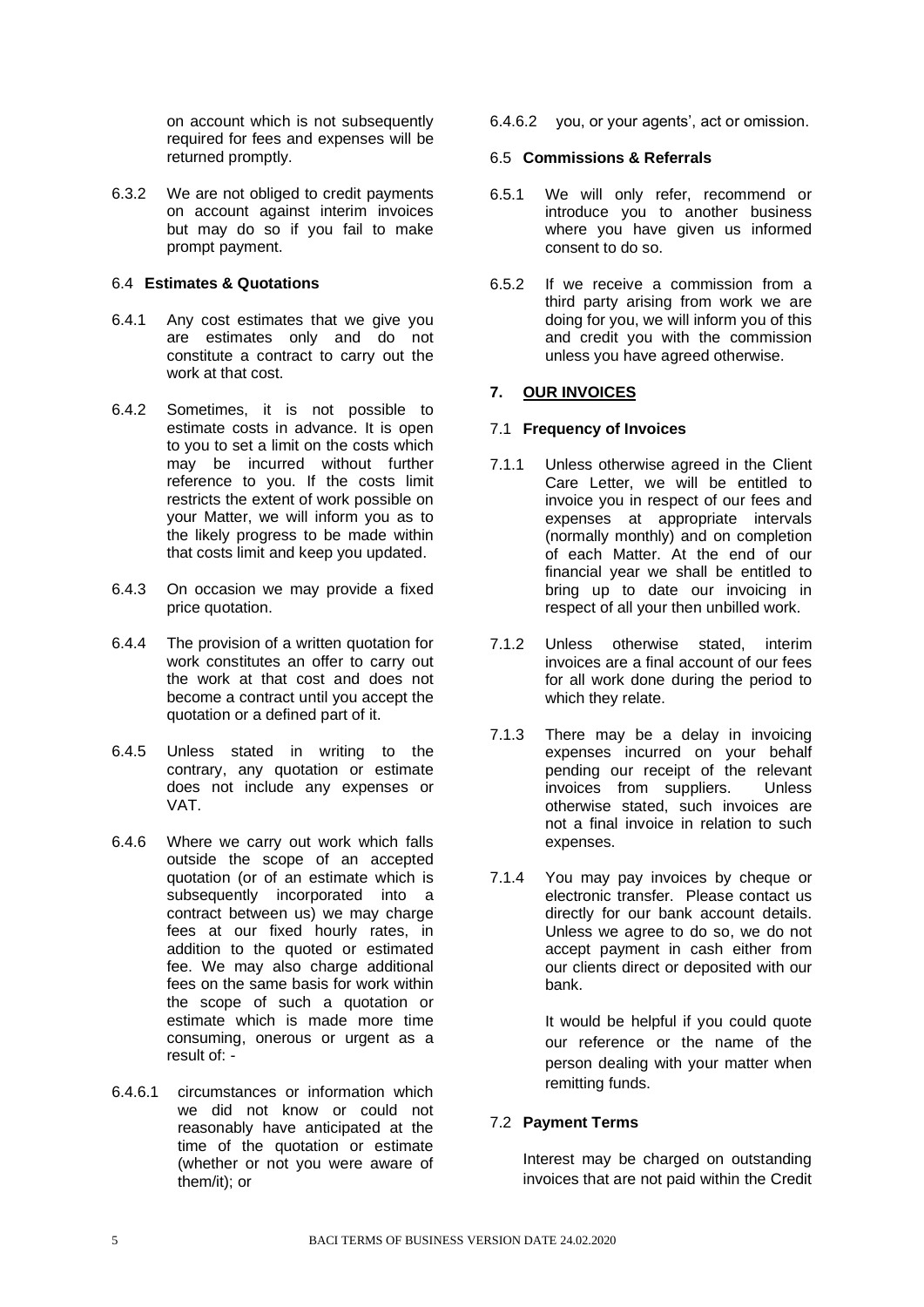on account which is not subsequently required for fees and expenses will be returned promptly.

6.3.2 We are not obliged to credit payments on account against interim invoices but may do so if you fail to make prompt payment.

6.4 **Estimates & Quotations**

6.4.1 Any cost estimates that we give you are estimates only and do not constitute a contract to carry out the work at that cost.

6.4.2 Sometimes, it is not possible to estimate costs in advance. It is open to you to set a limit on the costs which may be incurred without further reference to you. If the costs limit restricts the extent of work possible on your Matter, we will inform you as to the likely progress to be made within that costs limit and keep you updated.

6.4.3 On occasion we may provide a fixed price quotation.

6.4.4 The provision of a written quotation for work constitutes an offer to carry out the work at that cost and does not become a contract until you accept the quotation or a defined part of it.

6.4.5 Unless stated in writing to the contrary, any quotation or estimate does not include any expenses or VAT.

6.4.6 Where we carry out work which falls outside the scope of an accepted quotation (or of an estimate which is subsequently incorporated into a contract between us) we may charge fees at our fixed hourly rates, in addition to the quoted or estimated fee. We may also charge additional fees on the same basis for work within the scope of such a quotation or estimate which is made more time consuming, onerous or urgent as a result of: -

6.4.6.1 circumstances or information which we did not know or could not reasonably have anticipated at the time of the quotation or estimate (whether or not you were aware of them/it); or

6.4.6.2 you, or your agents', act or omission.

6.5 **Commissions & Referrals**

6.5.1 We will only refer, recommend or introduce you to another business where you have given us informed consent to do so.

6.5.2 If we receive a commission from a third party arising from work we are doing for you, we will inform you of this and credit you with the commission unless you have agreed otherwise.

## 7. OUR INVOICES

7.1 **Frequency of Invoices**

7.1.1 Unless otherwise agreed in the Client Care Letter, we will be entitled to invoice you in respect of our fees and expenses at appropriate intervals (normally monthly) and on completion of each Matter. At the end of our financial year we shall be entitled to bring up to date our invoicing in respect of all your then unbilled work.

7.1.2 Unless otherwise stated, interim invoices are a final account of our fees for all work done during the period to which they relate.

7.1.3 There may be a delay in invoicing expenses incurred on your behalf pending our receipt of the relevant invoices from suppliers. Unless otherwise stated, such invoices are not a final invoice in relation to such expenses.

7.1.4 You may pay invoices by cheque or electronic transfer. Please contact us directly for our bank account details. Unless we agree to do so, we do not accept payment in cash either from our clients direct or deposited with our bank.

It would be helpful if you could quote our reference or the name of the person dealing with your matter when remitting funds.

7.2 **Payment Terms**

Interest may be charged on outstanding invoices that are not paid within the Credit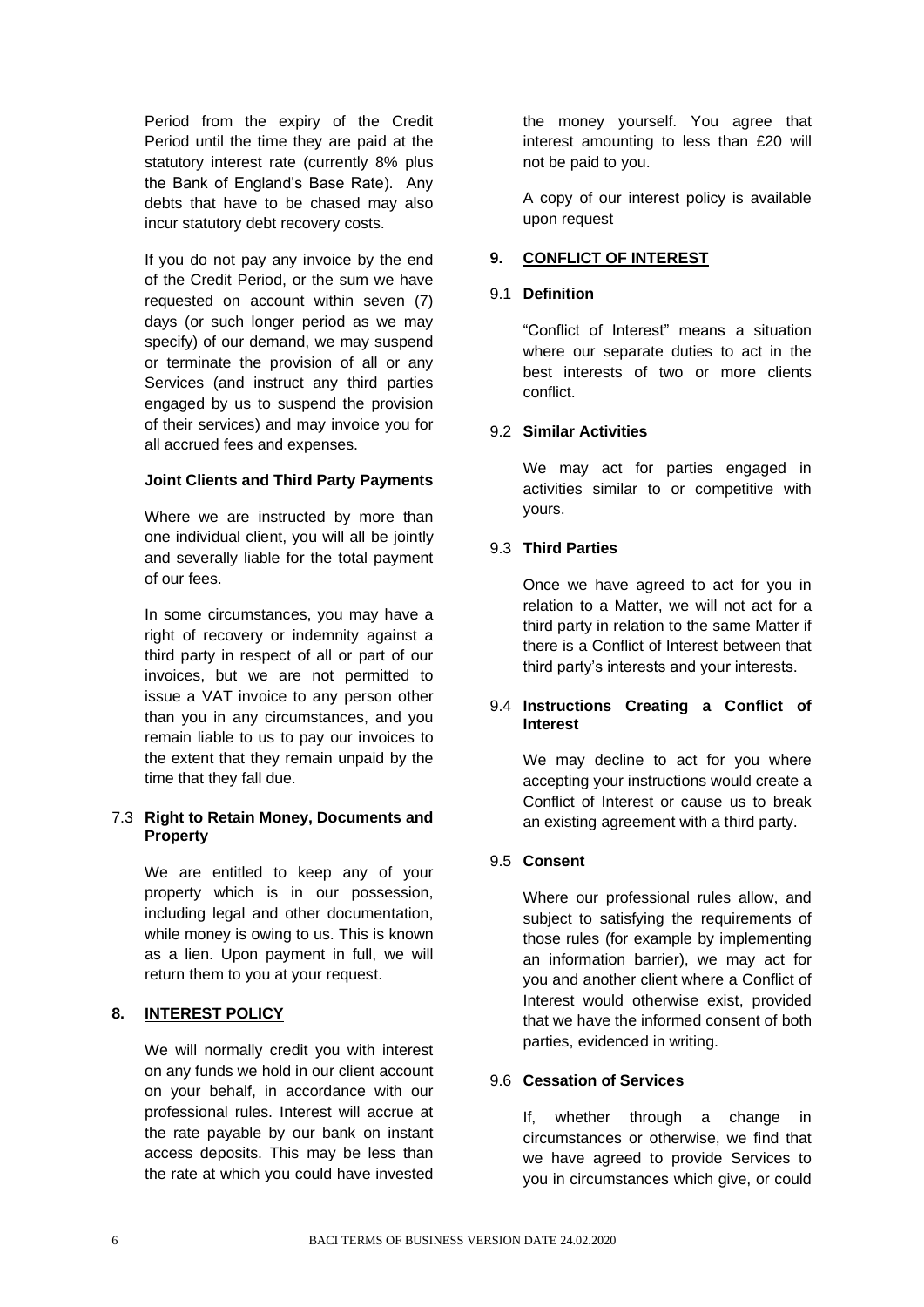Period from the expiry of the Credit Period until the time they are paid at the statutory interest rate (currently 8% plus the Bank of England's Base Rate). Any debts that have to be chased may also incur statutory debt recovery costs.

If you do not pay any invoice by the end of the Credit Period, or the sum we have requested on account within seven (7) days (or such longer period as we may specify) of our demand, we may suspend or terminate the provision of all or any Services (and instruct any third parties engaged by us to suspend the provision of their services) and may invoice you for all accrued fees and expenses.

**Joint Clients and Third Party Payments**

Where we are instructed by more than one individual client, you will all be jointly and severally liable for the total payment of our fees.

In some circumstances, you may have a right of recovery or indemnity against a third party in respect of all or part of our invoices, but we are not permitted to issue a VAT invoice to any person other than you in any circumstances, and you remain liable to us to pay our invoices to the extent that they remain unpaid by the time that they fall due.

### 7.3 Right to Retain Money, Documents and Property

We are entitled to keep any of your property which is in our possession, including legal and other documentation, while money is owing to us. This is known as a lien. Upon payment in full, we will return them to you at your request.

## 8. INTEREST POLICY

We will normally credit you with interest on any funds we hold in our client account on your behalf, in accordance with our professional rules. Interest will accrue at the rate payable by our bank on instant access deposits. This may be less than the rate at which you could have invested the money yourself. You agree that interest amounting to less than £20 will not be paid to you.

A copy of our interest policy is available upon request

## 9. CONFLICT OF INTEREST

### 9.1 Definition

"Conflict of Interest" means a situation where our separate duties to act in the best interests of two or more clients conflict.

### 9.2 Similar Activities

We may act for parties engaged in activities similar to or competitive with yours.

### 9.3 Third Parties

Once we have agreed to act for you in relation to a Matter, we will not act for a third party in relation to the same Matter if there is a Conflict of Interest between that third party's interests and your interests.

### 9.4 Instructions Creating a Conflict of Interest

We may decline to act for you where accepting your instructions would create a Conflict of Interest or cause us to break an existing agreement with a third party.

### 9.5 Consent

Where our professional rules allow, and subject to satisfying the requirements of those rules (for example by implementing an information barrier), we may act for you and another client where a Conflict of Interest would otherwise exist, provided that we have the informed consent of both parties, evidenced in writing.

### 9.6 Cessation of Services

If, whether through a change in circumstances or otherwise, we find that we have agreed to provide Services to you in circumstances which give, or could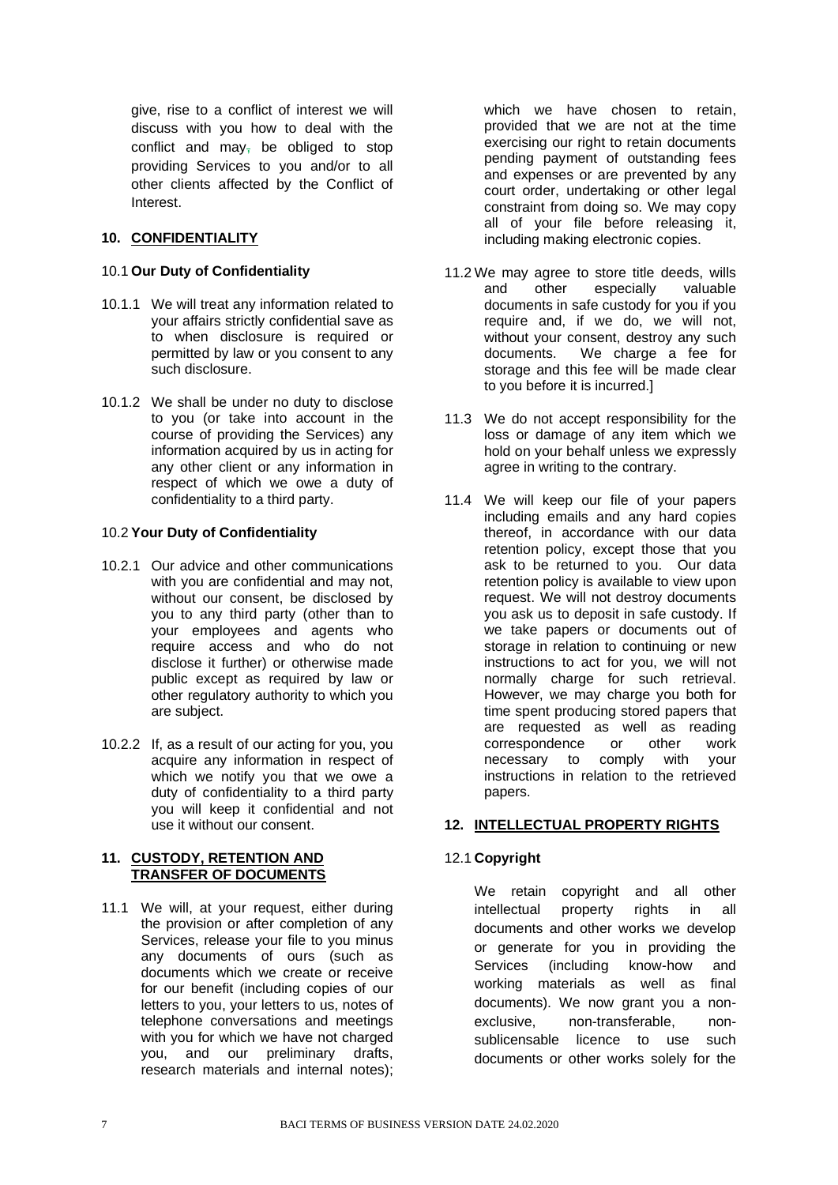give, rise to a conflict of interest we will discuss with you how to deal with the conflict and may, be obliged to stop providing Services to you and/or to all other clients affected by the Conflict of Interest.

## 10. CONFIDENTIALITY

### 10.1 Our Duty of Confidentiality

10.1.1 We will treat any information related to your affairs strictly confidential save as to when disclosure is required or permitted by law or you consent to any such disclosure.

10.1.2 We shall be under no duty to disclose to you (or take into account in the course of providing the Services) any information acquired by us in acting for any other client or any information in respect of which we owe a duty of confidentiality to a third party.

### 10.2 Your Duty of Confidentiality

10.2.1 Our advice and other communications with you are confidential and may not, without our consent, be disclosed by you to any third party (other than to your employees and agents who require access and who do not disclose it further) or otherwise made public except as required by law or other regulatory authority to which you are subject.

10.2.2 If, as a result of our acting for you, you acquire any information in respect of which we notify you that we owe a duty of confidentiality to a third party you will keep it confidential and not use it without our consent.

## 11. CUSTODY, RETENTION AND TRANSFER OF DOCUMENTS

11.1 We will, at your request, either during the provision or after completion of any Services, release your file to you minus any documents of ours (such as documents which we create or receive for our benefit (including copies of our letters to you, your letters to us, notes of telephone conversations and meetings with you for which we have not charged you, and our preliminary drafts, research materials and internal notes); which we have chosen to retain, provided that we are not at the time exercising our right to retain documents pending payment of outstanding fees and expenses or are prevented by any court order, undertaking or other legal constraint from doing so. We may copy all of your file before releasing it, including making electronic copies.

11.2 We may agree to store title deeds, wills and other especially valuable documents in safe custody for you if you require and, if we do, we will not, without your consent, destroy any such documents. We charge a fee for storage and this fee will be made clear to you before it is incurred.]

11.3 We do not accept responsibility for the loss or damage of any item which we hold on your behalf unless we expressly agree in writing to the contrary.

11.4 We will keep our file of your papers including emails and any hard copies thereof, in accordance with our data retention policy, except those that you ask to be returned to you. Our data retention policy is available to view upon request. We will not destroy documents you ask us to deposit in safe custody. If we take papers or documents out of storage in relation to continuing or new instructions to act for you, we will not normally charge for such retrieval. However, we may charge you both for time spent producing stored papers that are requested as well as reading correspondence or other work necessary to comply with your instructions in relation to the retrieved papers.

## 12. INTELLECTUAL PROPERTY RIGHTS

### 12.1 Copyright

We retain copyright and all other intellectual property rights in all documents and other works we develop or generate for you in providing the Services (including know-how and working materials as well as final documents). We now grant you a non-exclusive, non-transferable, non-sublicensable licence to use such documents or other works solely for the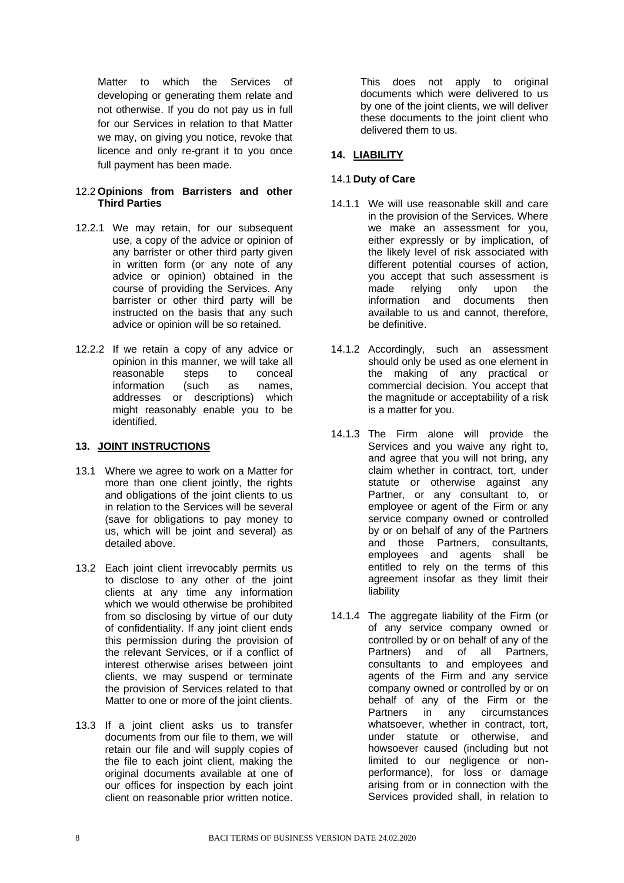Matter to which the Services of developing or generating them relate and not otherwise. If you do not pay us in full for our Services in relation to that Matter we may, on giving you notice, revoke that licence and only re-grant it to you once full payment has been made.

### 12.2 Opinions from Barristers and other Third Parties

12.2.1 We may retain, for our subsequent use, a copy of the advice or opinion of any barrister or other third party given in written form (or any note of any advice or opinion) obtained in the course of providing the Services. Any barrister or other third party will be instructed on the basis that any such advice or opinion will be so retained.

12.2.2 If we retain a copy of any advice or opinion in this manner, we will take all reasonable steps to conceal information (such as names, addresses or descriptions) which might reasonably enable you to be identified.

## 13. JOINT INSTRUCTIONS

13.1 Where we agree to work on a Matter for more than one client jointly, the rights and obligations of the joint clients to us in relation to the Services will be several (save for obligations to pay money to us, which will be joint and several) as detailed above.

13.2 Each joint client irrevocably permits us to disclose to any other of the joint clients at any time any information which we would otherwise be prohibited from so disclosing by virtue of our duty of confidentiality. If any joint client ends this permission during the provision of the relevant Services, or if a conflict of interest otherwise arises between joint clients, we may suspend or terminate the provision of Services related to that Matter to one or more of the joint clients.

13.3 If a joint client asks us to transfer documents from our file to them, we will retain our file and will supply copies of the file to each joint client, making the original documents available at one of our offices for inspection by each joint client on reasonable prior written notice. This does not apply to original documents which were delivered to us by one of the joint clients, we will deliver these documents to the joint client who delivered them to us.

## 14. LIABILITY

### 14.1 Duty of Care

14.1.1 We will use reasonable skill and care in the provision of the Services. Where we make an assessment for you, either expressly or by implication, of the likely level of risk associated with different potential courses of action, you accept that such assessment is made relying only upon the information and documents then available to us and cannot, therefore, be definitive.

14.1.2 Accordingly, such an assessment should only be used as one element in the making of any practical or commercial decision. You accept that the magnitude or acceptability of a risk is a matter for you.

14.1.3 The Firm alone will provide the Services and you waive any right to, and agree that you will not bring, any claim whether in contract, tort, under statute or otherwise against any Partner, or any consultant to, or employee or agent of the Firm or any service company owned or controlled by or on behalf of any of the Partners and those Partners, consultants, employees and agents shall be entitled to rely on the terms of this agreement insofar as they limit their liability

14.1.4 The aggregate liability of the Firm (or of any service company owned or controlled by or on behalf of any of the Partners) and of all Partners, consultants to and employees and agents of the Firm and any service company owned or controlled by or on behalf of any of the Firm or the Partners in any circumstances whatsoever, whether in contract, tort, under statute or otherwise, and howsoever caused (including but not limited to our negligence or non-performance), for loss or damage arising from or in connection with the Services provided shall, in relation to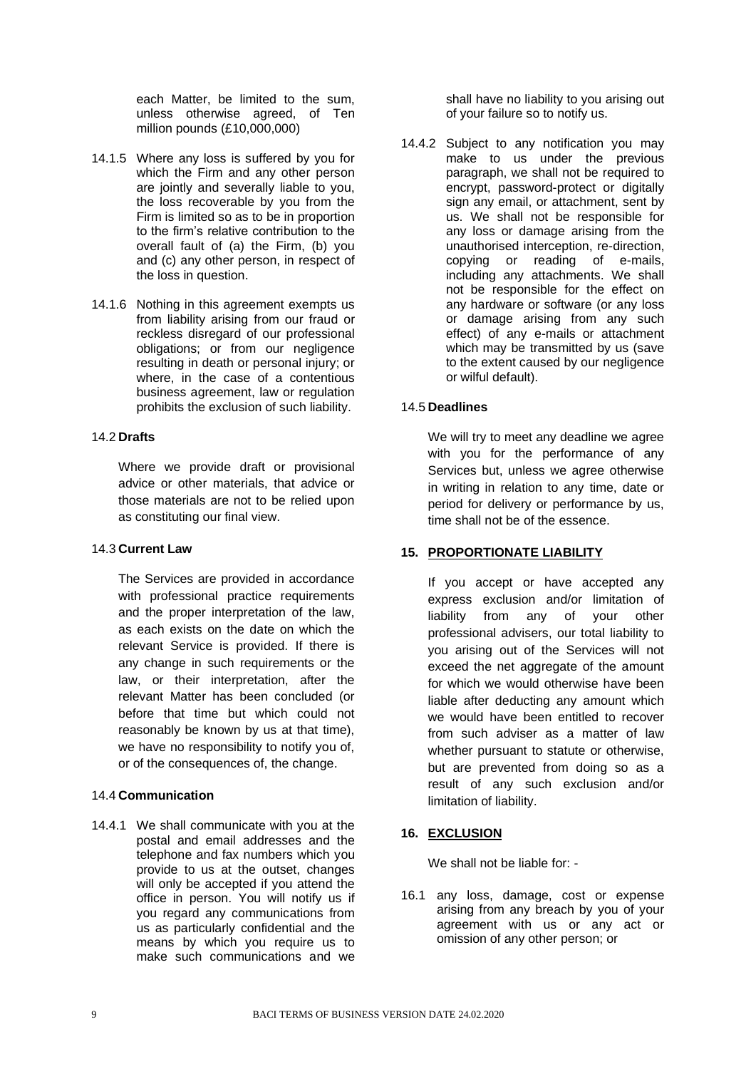each Matter, be limited to the sum, unless otherwise agreed, of Ten million pounds (£10,000,000)

14.1.5 Where any loss is suffered by you for which the Firm and any other person are jointly and severally liable to you, the loss recoverable by you from the Firm is limited so as to be in proportion to the firm's relative contribution to the overall fault of (a) the Firm, (b) you and (c) any other person, in respect of the loss in question.

14.1.6 Nothing in this agreement exempts us from liability arising from our fraud or reckless disregard of our professional obligations; or from our negligence resulting in death or personal injury; or where, in the case of a contentious business agreement, law or regulation prohibits the exclusion of such liability.

### 14.2 Drafts

Where we provide draft or provisional advice or other materials, that advice or those materials are not to be relied upon as constituting our final view.

### 14.3 Current Law

The Services are provided in accordance with professional practice requirements and the proper interpretation of the law, as each exists on the date on which the relevant Service is provided. If there is any change in such requirements or the law, or their interpretation, after the relevant Matter has been concluded (or before that time but which could not reasonably be known by us at that time), we have no responsibility to notify you of, or of the consequences of, the change.

### 14.4 Communication

14.4.1 We shall communicate with you at the postal and email addresses and the telephone and fax numbers which you provide to us at the outset, changes will only be accepted if you attend the office in person. You will notify us if you regard any communications from us as particularly confidential and the means by which you require us to make such communications and we shall have no liability to you arising out of your failure so to notify us.

14.4.2 Subject to any notification you may make to us under the previous paragraph, we shall not be required to encrypt, password-protect or digitally sign any email, or attachment, sent by us. We shall not be responsible for any loss or damage arising from the unauthorised interception, re-direction, copying or reading of e-mails, including any attachments. We shall not be responsible for the effect on any hardware or software (or any loss or damage arising from any such effect) of any e-mails or attachment which may be transmitted by us (save to the extent caused by our negligence or wilful default).

### 14.5 Deadlines

We will try to meet any deadline we agree with you for the performance of any Services but, unless we agree otherwise in writing in relation to any time, date or period for delivery or performance by us, time shall not be of the essence.

## 15. PROPORTIONATE LIABILITY

If you accept or have accepted any express exclusion and/or limitation of liability from any of your other professional advisers, our total liability to you arising out of the Services will not exceed the net aggregate of the amount for which we would otherwise have been liable after deducting any amount which we would have been entitled to recover from such adviser as a matter of law whether pursuant to statute or otherwise, but are prevented from doing so as a result of any such exclusion and/or limitation of liability.

## 16. EXCLUSION

We shall not be liable for: -

16.1 any loss, damage, cost or expense arising from any breach by you of your agreement with us or any act or omission of any other person; or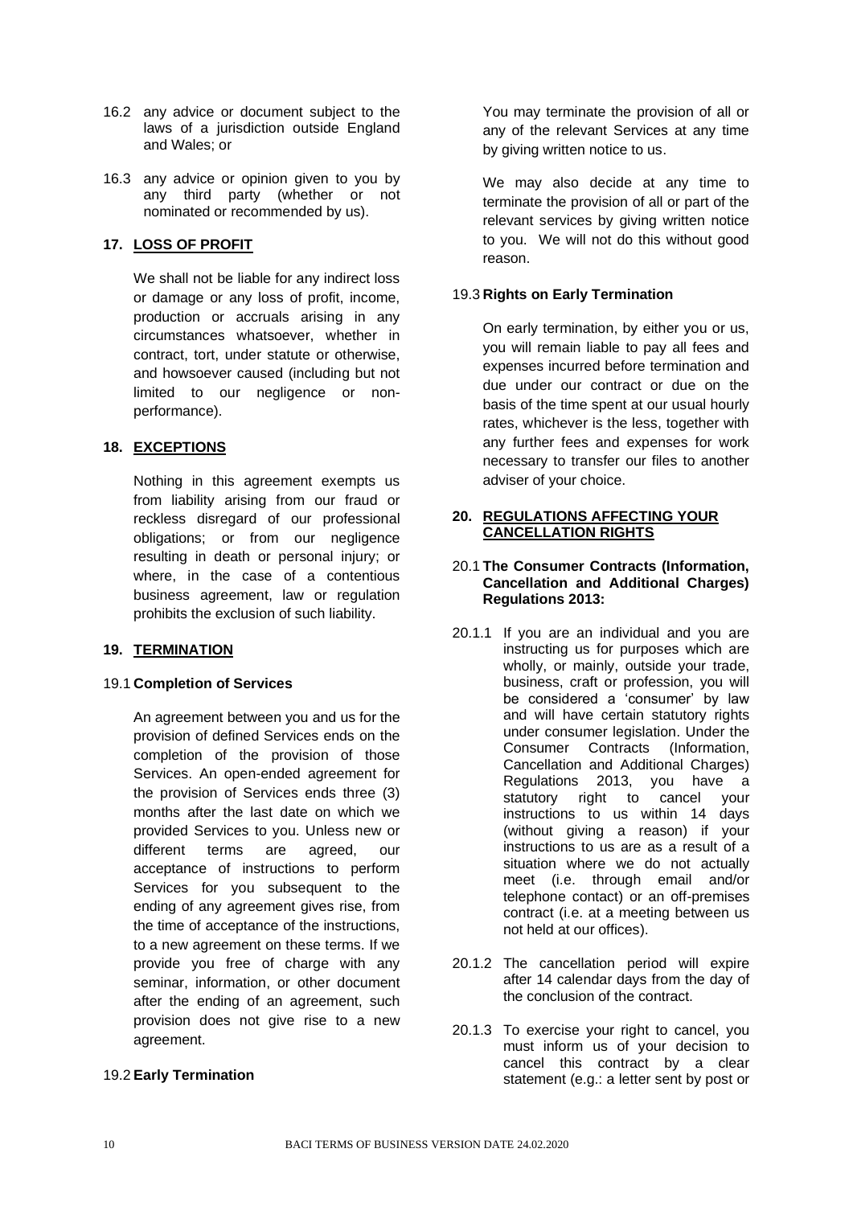16.2 any advice or document subject to the laws of a jurisdiction outside England and Wales; or

16.3 any advice or opinion given to you by any third party (whether or not nominated or recommended by us).

## 17. LOSS OF PROFIT

We shall not be liable for any indirect loss or damage or any loss of profit, income, production or accruals arising in any circumstances whatsoever, whether in contract, tort, under statute or otherwise, and howsoever caused (including but not limited to our negligence or non-performance).

## 18. EXCEPTIONS

Nothing in this agreement exempts us from liability arising from our fraud or reckless disregard of our professional obligations; or from our negligence resulting in death or personal injury; or where, in the case of a contentious business agreement, law or regulation prohibits the exclusion of such liability.

## 19. TERMINATION

### 19.1 Completion of Services

An agreement between you and us for the provision of defined Services ends on the completion of the provision of those Services. An open-ended agreement for the provision of Services ends three (3) months after the last date on which we provided Services to you. Unless new or different terms are agreed, our acceptance of instructions to perform Services for you subsequent to the ending of any agreement gives rise, from the time of acceptance of the instructions, to a new agreement on these terms. If we provide you free of charge with any seminar, information, or other document after the ending of an agreement, such provision does not give rise to a new agreement.

### 19.2 Early Termination

You may terminate the provision of all or any of the relevant Services at any time by giving written notice to us.

We may also decide at any time to terminate the provision of all or part of the relevant services by giving written notice to you. We will not do this without good reason.

### 19.3 Rights on Early Termination

On early termination, by either you or us, you will remain liable to pay all fees and expenses incurred before termination and due under our contract or due on the basis of the time spent at our usual hourly rates, whichever is the less, together with any further fees and expenses for work necessary to transfer our files to another adviser of your choice.

## 20. REGULATIONS AFFECTING YOUR CANCELLATION RIGHTS

### 20.1 The Consumer Contracts (Information, Cancellation and Additional Charges) Regulations 2013:

20.1.1 If you are an individual and you are instructing us for purposes which are wholly, or mainly, outside your trade, business, craft or profession, you will be considered a 'consumer' by law and will have certain statutory rights under consumer legislation. Under the Consumer Contracts (Information, Cancellation and Additional Charges) Regulations 2013, you have a statutory right to cancel your instructions to us within 14 days (without giving a reason) if your instructions to us are as a result of a situation where we do not actually meet (i.e. through email and/or telephone contact) or an off-premises contract (i.e. at a meeting between us not held at our offices).

20.1.2 The cancellation period will expire after 14 calendar days from the day of the conclusion of the contract.

20.1.3 To exercise your right to cancel, you must inform us of your decision to cancel this contract by a clear statement (e.g.: a letter sent by post or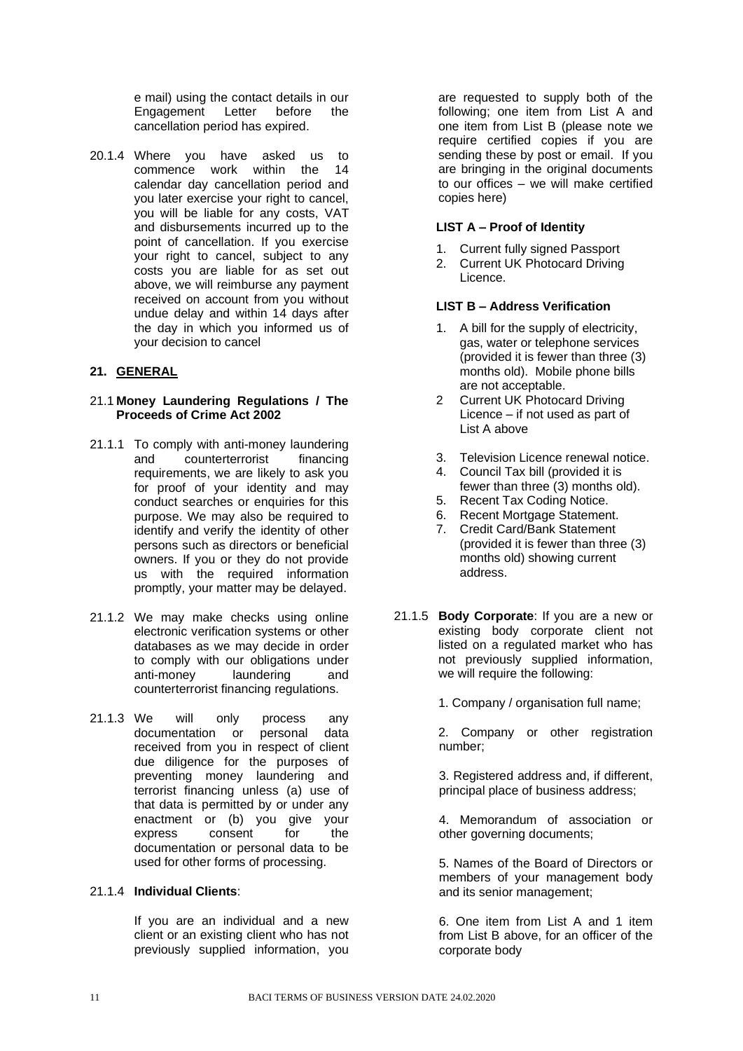e mail) using the contact details in our Engagement Letter before the cancellation period has expired.

20.1.4 Where you have asked us to commence work within the 14 calendar day cancellation period and you later exercise your right to cancel, you will be liable for any costs, VAT and disbursements incurred up to the point of cancellation. If you exercise your right to cancel, subject to any costs you are liable for as set out above, we will reimburse any payment received on account from you without undue delay and within 14 days after the day in which you informed us of your decision to cancel

## 21. GENERAL

### 21.1 Money Laundering Regulations / The Proceeds of Crime Act 2002

21.1.1 To comply with anti-money laundering and counterterrorist financing requirements, we are likely to ask you for proof of your identity and may conduct searches or enquiries for this purpose. We may also be required to identify and verify the identity of other persons such as directors or beneficial owners. If you or they do not provide us with the required information promptly, your matter may be delayed.

21.1.2 We may make checks using online electronic verification systems or other databases as we may decide in order to comply with our obligations under anti-money laundering and counterterrorist financing regulations.

21.1.3 We will only process any documentation or personal data received from you in respect of client due diligence for the purposes of preventing money laundering and terrorist financing unless (a) use of that data is permitted by or under any enactment or (b) you give your express consent for the documentation or personal data to be used for other forms of processing.

21.1.4 **Individual Clients**:

If you are an individual and a new client or an existing client who has not previously supplied information, you are requested to supply both of the following; one item from List A and one item from List B (please note we require certified copies if you are sending these by post or email. If you are bringing in the original documents to our offices – we will make certified copies here)

**LIST A – Proof of Identity**

1. Current fully signed Passport
2. Current UK Photocard Driving Licence.

**LIST B – Address Verification**

1. A bill for the supply of electricity, gas, water or telephone services (provided it is fewer than three (3) months old). Mobile phone bills are not acceptable.
2. Current UK Photocard Driving Licence – if not used as part of List A above
3. Television Licence renewal notice.
4. Council Tax bill (provided it is fewer than three (3) months old).
5. Recent Tax Coding Notice.
6. Recent Mortgage Statement.
7. Credit Card/Bank Statement (provided it is fewer than three (3) months old) showing current address.

21.1.5 **Body Corporate**: If you are a new or existing body corporate client not listed on a regulated market who has not previously supplied information, we will require the following:

1. Company / organisation full name;

2. Company or other registration number;

3. Registered address and, if different, principal place of business address;

4. Memorandum of association or other governing documents;

5. Names of the Board of Directors or members of your management body and its senior management;

6. One item from List A and 1 item from List B above, for an officer of the corporate body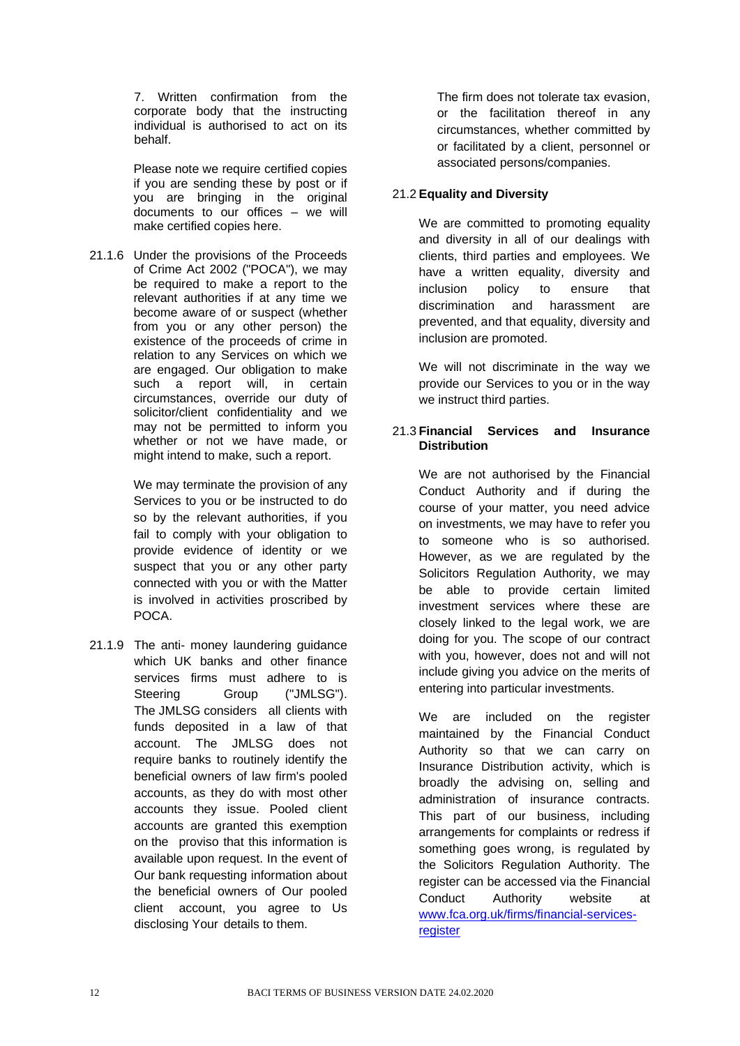7. Written confirmation from the corporate body that the instructing individual is authorised to act on its behalf.

Please note we require certified copies if you are sending these by post or if you are bringing in the original documents to our offices – we will make certified copies here.

21.1.6 Under the provisions of the Proceeds of Crime Act 2002 ("POCA"), we may be required to make a report to the relevant authorities if at any time we become aware of or suspect (whether from you or any other person) the existence of the proceeds of crime in relation to any Services on which we are engaged. Our obligation to make such a report will, in certain circumstances, override our duty of solicitor/client confidentiality and we may not be permitted to inform you whether or not we have made, or might intend to make, such a report.

We may terminate the provision of any Services to you or be instructed to do so by the relevant authorities, if you fail to comply with your obligation to provide evidence of identity or we suspect that you or any other party connected with you or with the Matter is involved in activities proscribed by POCA.

21.1.9 The anti- money laundering guidance which UK banks and other finance services firms must adhere to is Steering Group ("JMLSG"). The JMLSG considers all clients with funds deposited in a law of that account. The JMLSG does not require banks to routinely identify the beneficial owners of law firm's pooled accounts, as they do with most other accounts they issue. Pooled client accounts are granted this exemption on the proviso that this information is available upon request. In the event of Our bank requesting information about the beneficial owners of Our pooled client account, you agree to Us disclosing Your details to them.

The firm does not tolerate tax evasion, or the facilitation thereof in any circumstances, whether committed by or facilitated by a client, personnel or associated persons/companies.

### 21.2 Equality and Diversity

We are committed to promoting equality and diversity in all of our dealings with clients, third parties and employees. We have a written equality, diversity and inclusion policy to ensure that discrimination and harassment are prevented, and that equality, diversity and inclusion are promoted.

We will not discriminate in the way we provide our Services to you or in the way we instruct third parties.

### 21.3 Financial Services and Insurance Distribution

We are not authorised by the Financial Conduct Authority and if during the course of your matter, you need advice on investments, we may have to refer you to someone who is so authorised. However, as we are regulated by the Solicitors Regulation Authority, we may be able to provide certain limited investment services where these are closely linked to the legal work, we are doing for you. The scope of our contract with you, however, does not and will not include giving you advice on the merits of entering into particular investments.

We are included on the register maintained by the Financial Conduct Authority so that we can carry on Insurance Distribution activity, which is broadly the advising on, selling and administration of insurance contracts. This part of our business, including arrangements for complaints or redress if something goes wrong, is regulated by the Solicitors Regulation Authority. The register can be accessed via the Financial Conduct Authority website at [www.fca.org.uk/firms/financial-services-register](www.fca.org.uk/firms/financial-services-register)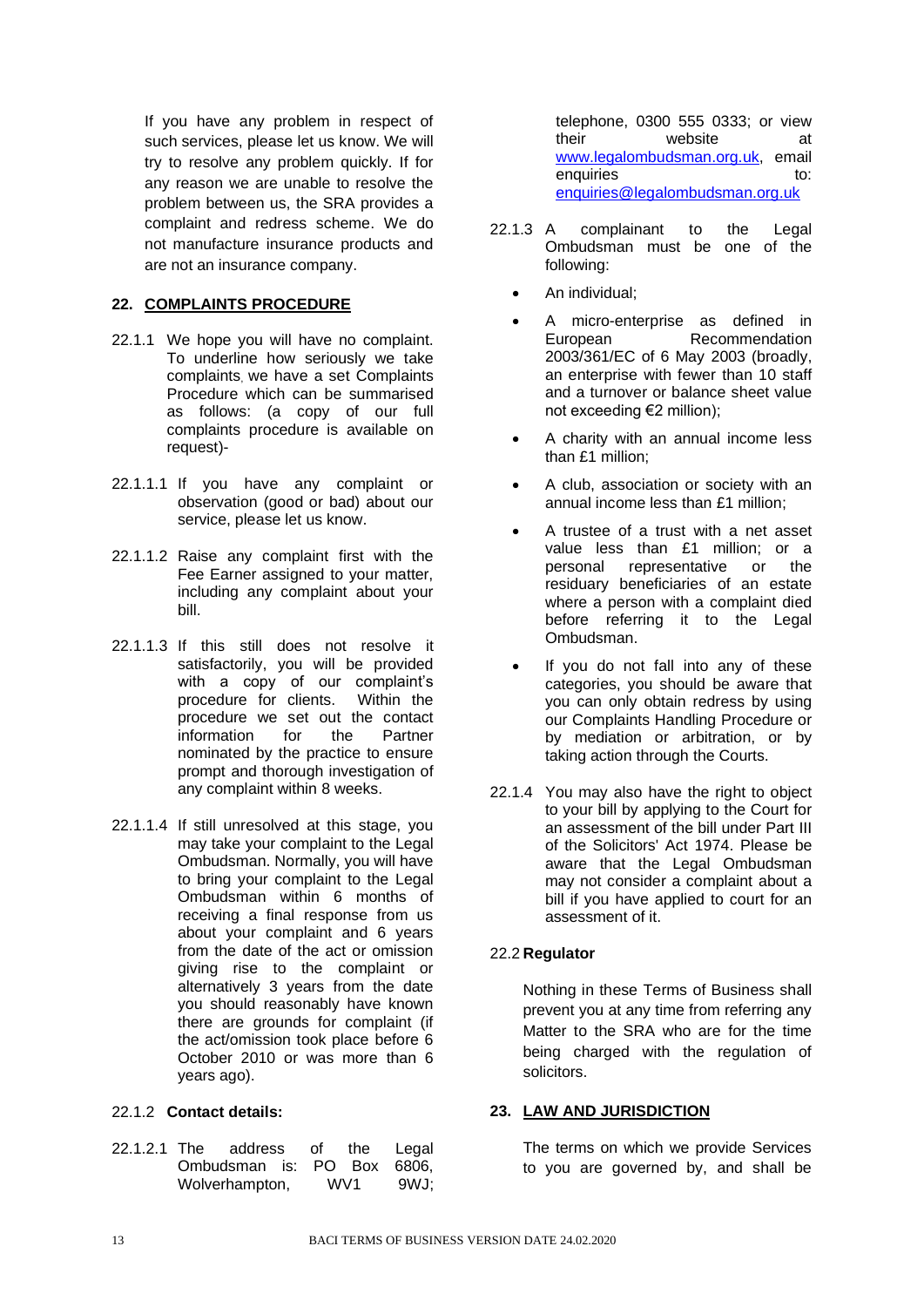If you have any problem in respect of such services, please let us know. We will try to resolve any problem quickly. If for any reason we are unable to resolve the problem between us, the SRA provides a complaint and redress scheme. We do not manufacture insurance products and are not an insurance company.

## 22. COMPLAINTS PROCEDURE

22.1.1 We hope you will have no complaint. To underline how seriously we take complaints, we have a set Complaints Procedure which can be summarised as follows: (a copy of our full complaints procedure is available on request)-

22.1.1.1 If you have any complaint or observation (good or bad) about our service, please let us know.

22.1.1.2 Raise any complaint first with the Fee Earner assigned to your matter, including any complaint about your bill.

22.1.1.3 If this still does not resolve it satisfactorily, you will be provided with a copy of our complaint's procedure for clients. Within the procedure we set out the contact information for the Partner nominated by the practice to ensure prompt and thorough investigation of any complaint within 8 weeks.

22.1.1.4 If still unresolved at this stage, you may take your complaint to the Legal Ombudsman. Normally, you will have to bring your complaint to the Legal Ombudsman within 6 months of receiving a final response from us about your complaint and 6 years from the date of the act or omission giving rise to the complaint or alternatively 3 years from the date you should reasonably have known there are grounds for complaint (if the act/omission took place before 6 October 2010 or was more than 6 years ago).

22.1.2 **Contact details:**

22.1.2.1 The address of the Legal Ombudsman is: PO Box 6806, Wolverhampton, WV1 9WJ; telephone, 0300 555 0333; or view their website at www.legalombudsman.org.uk, email enquiries to: enquiries@legalombudsman.org.uk

22.1.3 A complainant to the Legal Ombudsman must be one of the following:

- An individual;
- A micro-enterprise as defined in European Recommendation 2003/361/EC of 6 May 2003 (broadly, an enterprise with fewer than 10 staff and a turnover or balance sheet value not exceeding €2 million);
- A charity with an annual income less than £1 million;
- A club, association or society with an annual income less than £1 million;
- A trustee of a trust with a net asset value less than £1 million; or a personal representative or the residuary beneficiaries of an estate where a person with a complaint died before referring it to the Legal Ombudsman.
- If you do not fall into any of these categories, you should be aware that you can only obtain redress by using our Complaints Handling Procedure or by mediation or arbitration, or by taking action through the Courts.

22.1.4 You may also have the right to object to your bill by applying to the Court for an assessment of the bill under Part III of the Solicitors' Act 1974. Please be aware that the Legal Ombudsman may not consider a complaint about a bill if you have applied to court for an assessment of it.

22.2 **Regulator**

Nothing in these Terms of Business shall prevent you at any time from referring any Matter to the SRA who are for the time being charged with the regulation of solicitors.

## 23. LAW AND JURISDICTION

The terms on which we provide Services to you are governed by, and shall be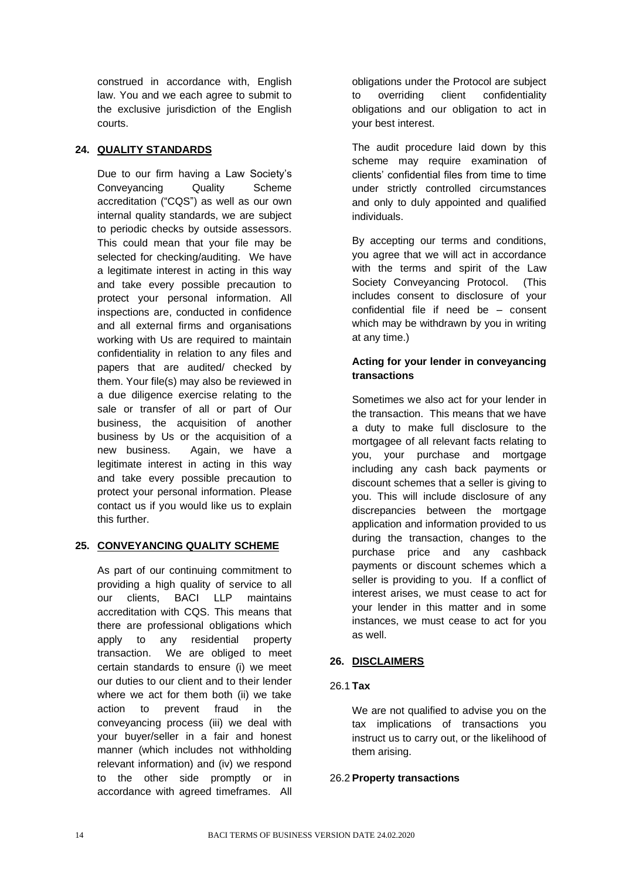construed in accordance with, English law. You and we each agree to submit to the exclusive jurisdiction of the English courts.

## 24. QUALITY STANDARDS

Due to our firm having a Law Society's Conveyancing Quality Scheme accreditation ("CQS") as well as our own internal quality standards, we are subject to periodic checks by outside assessors. This could mean that your file may be selected for checking/auditing. We have a legitimate interest in acting in this way and take every possible precaution to protect your personal information. All inspections are, conducted in confidence and all external firms and organisations working with Us are required to maintain confidentiality in relation to any files and papers that are audited/ checked by them. Your file(s) may also be reviewed in a due diligence exercise relating to the sale or transfer of all or part of Our business, the acquisition of another business by Us or the acquisition of a new business. Again, we have a legitimate interest in acting in this way and take every possible precaution to protect your personal information. Please contact us if you would like us to explain this further.

## 25. CONVEYANCING QUALITY SCHEME

As part of our continuing commitment to providing a high quality of service to all our clients, BACI LLP maintains accreditation with CQS. This means that there are professional obligations which apply to any residential property transaction. We are obliged to meet certain standards to ensure (i) we meet our duties to our client and to their lender where we act for them both (ii) we take action to prevent fraud in the conveyancing process (iii) we deal with your buyer/seller in a fair and honest manner (which includes not withholding relevant information) and (iv) we respond to the other side promptly or in accordance with agreed timeframes. All obligations under the Protocol are subject to overriding client confidentiality obligations and our obligation to act in your best interest.

The audit procedure laid down by this scheme may require examination of clients' confidential files from time to time under strictly controlled circumstances and only to duly appointed and qualified individuals.

By accepting our terms and conditions, you agree that we will act in accordance with the terms and spirit of the Law Society Conveyancing Protocol. (This includes consent to disclosure of your confidential file if need be – consent which may be withdrawn by you in writing at any time.)

**Acting for your lender in conveyancing transactions**

Sometimes we also act for your lender in the transaction. This means that we have a duty to make full disclosure to the mortgagee of all relevant facts relating to you, your purchase and mortgage including any cash back payments or discount schemes that a seller is giving to you. This will include disclosure of any discrepancies between the mortgage application and information provided to us during the transaction, changes to the purchase price and any cashback payments or discount schemes which a seller is providing to you. If a conflict of interest arises, we must cease to act for your lender in this matter and in some instances, we must cease to act for you as well.

## 26. DISCLAIMERS

### 26.1 Tax

We are not qualified to advise you on the tax implications of transactions you instruct us to carry out, or the likelihood of them arising.

### 26.2 Property transactions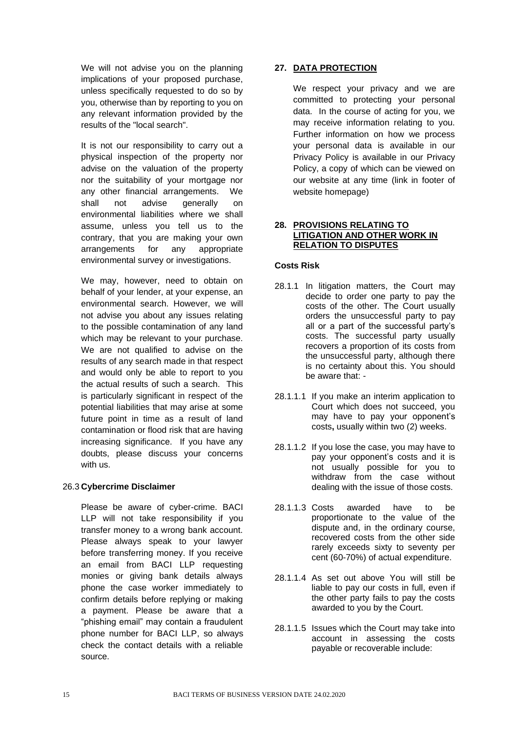We will not advise you on the planning implications of your proposed purchase, unless specifically requested to do so by you, otherwise than by reporting to you on any relevant information provided by the results of the "local search".

It is not our responsibility to carry out a physical inspection of the property nor advise on the valuation of the property nor the suitability of your mortgage nor any other financial arrangements. We shall not advise generally on environmental liabilities where we shall assume, unless you tell us to the contrary, that you are making your own arrangements for any appropriate environmental survey or investigations.

We may, however, need to obtain on behalf of your lender, at your expense, an environmental search. However, we will not advise you about any issues relating to the possible contamination of any land which may be relevant to your purchase. We are not qualified to advise on the results of any search made in that respect and would only be able to report to you the actual results of such a search. This is particularly significant in respect of the potential liabilities that may arise at some future point in time as a result of land contamination or flood risk that are having increasing significance. If you have any doubts, please discuss your concerns with us.

26.3 **Cybercrime Disclaimer**

Please be aware of cyber-crime. BACI LLP will not take responsibility if you transfer money to a wrong bank account. Please always speak to your lawyer before transferring money. If you receive an email from BACI LLP requesting monies or giving bank details always phone the case worker immediately to confirm details before replying or making a payment. Please be aware that a "phishing email" may contain a fraudulent phone number for BACI LLP, so always check the contact details with a reliable source.

## 27. DATA PROTECTION

We respect your privacy and we are committed to protecting your personal data. In the course of acting for you, we may receive information relating to you. Further information on how we process your personal data is available in our Privacy Policy is available in our Privacy Policy, a copy of which can be viewed on our website at any time (link in footer of website homepage)

## 28. PROVISIONS RELATING TO LITIGATION AND OTHER WORK IN RELATION TO DISPUTES

**Costs Risk**

28.1.1 In litigation matters, the Court may decide to order one party to pay the costs of the other. The Court usually orders the unsuccessful party to pay all or a part of the successful party's costs. The successful party usually recovers a proportion of its costs from the unsuccessful party, although there is no certainty about this. You should be aware that: -

28.1.1.1 If you make an interim application to Court which does not succeed, you may have to pay your opponent's costs**,** usually within two (2) weeks.

28.1.1.2 If you lose the case, you may have to pay your opponent's costs and it is not usually possible for you to withdraw from the case without dealing with the issue of those costs.

28.1.1.3 Costs awarded have to be proportionate to the value of the dispute and, in the ordinary course, recovered costs from the other side rarely exceeds sixty to seventy per cent (60-70%) of actual expenditure.

28.1.1.4 As set out above You will still be liable to pay our costs in full, even if the other party fails to pay the costs awarded to you by the Court.

28.1.1.5 Issues which the Court may take into account in assessing the costs payable or recoverable include: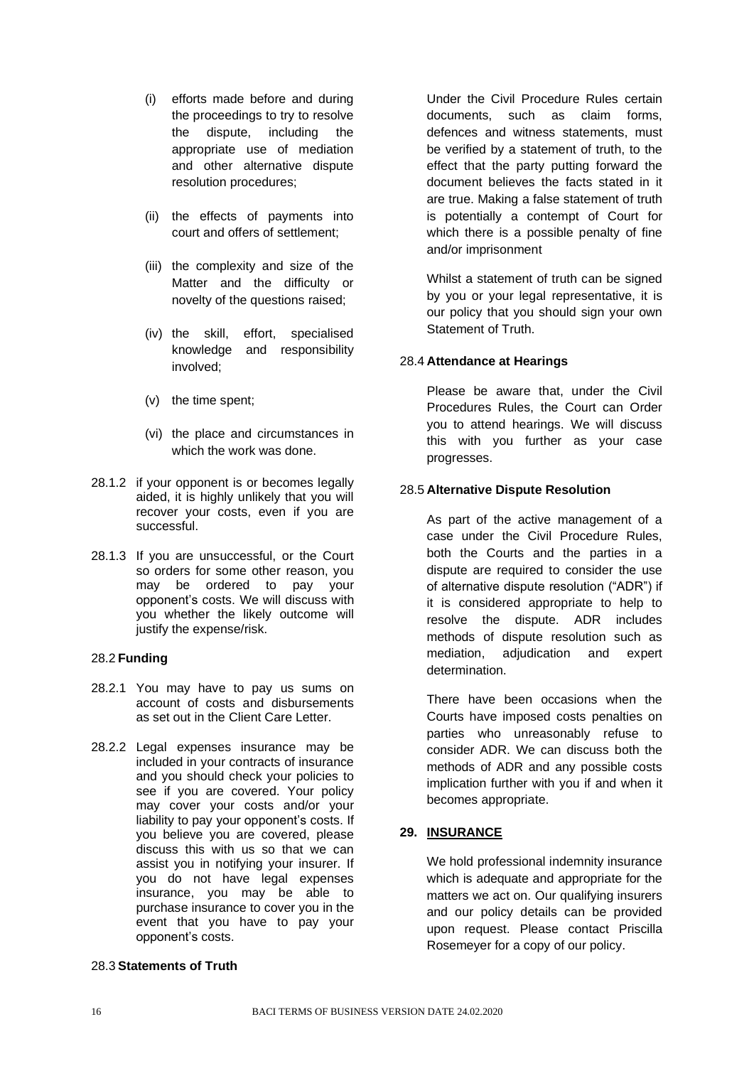(i) efforts made before and during the proceedings to try to resolve the dispute, including the appropriate use of mediation and other alternative dispute resolution procedures;

(ii) the effects of payments into court and offers of settlement;

(iii) the complexity and size of the Matter and the difficulty or novelty of the questions raised;

(iv) the skill, effort, specialised knowledge and responsibility involved;

(v) the time spent;

(vi) the place and circumstances in which the work was done.

28.1.2 if your opponent is or becomes legally aided, it is highly unlikely that you will recover your costs, even if you are successful.

28.1.3 If you are unsuccessful, or the Court so orders for some other reason, you may be ordered to pay your opponent's costs. We will discuss with you whether the likely outcome will justify the expense/risk.

### 28.2 Funding

28.2.1 You may have to pay us sums on account of costs and disbursements as set out in the Client Care Letter.

28.2.2 Legal expenses insurance may be included in your contracts of insurance and you should check your policies to see if you are covered. Your policy may cover your costs and/or your liability to pay your opponent's costs. If you believe you are covered, please discuss this with us so that we can assist you in notifying your insurer. If you do not have legal expenses insurance, you may be able to purchase insurance to cover you in the event that you have to pay your opponent's costs.

### 28.3 Statements of Truth

Under the Civil Procedure Rules certain documents, such as claim forms, defences and witness statements, must be verified by a statement of truth, to the effect that the party putting forward the document believes the facts stated in it are true. Making a false statement of truth is potentially a contempt of Court for which there is a possible penalty of fine and/or imprisonment

Whilst a statement of truth can be signed by you or your legal representative, it is our policy that you should sign your own Statement of Truth.

### 28.4 Attendance at Hearings

Please be aware that, under the Civil Procedures Rules, the Court can Order you to attend hearings. We will discuss this with you further as your case progresses.

### 28.5 Alternative Dispute Resolution

As part of the active management of a case under the Civil Procedure Rules, both the Courts and the parties in a dispute are required to consider the use of alternative dispute resolution ("ADR") if it is considered appropriate to help to resolve the dispute. ADR includes methods of dispute resolution such as mediation, adjudication and expert determination.

There have been occasions when the Courts have imposed costs penalties on parties who unreasonably refuse to consider ADR. We can discuss both the methods of ADR and any possible costs implication further with you if and when it becomes appropriate.

## 29. INSURANCE

We hold professional indemnity insurance which is adequate and appropriate for the matters we act on. Our qualifying insurers and our policy details can be provided upon request. Please contact Priscilla Rosemeyer for a copy of our policy.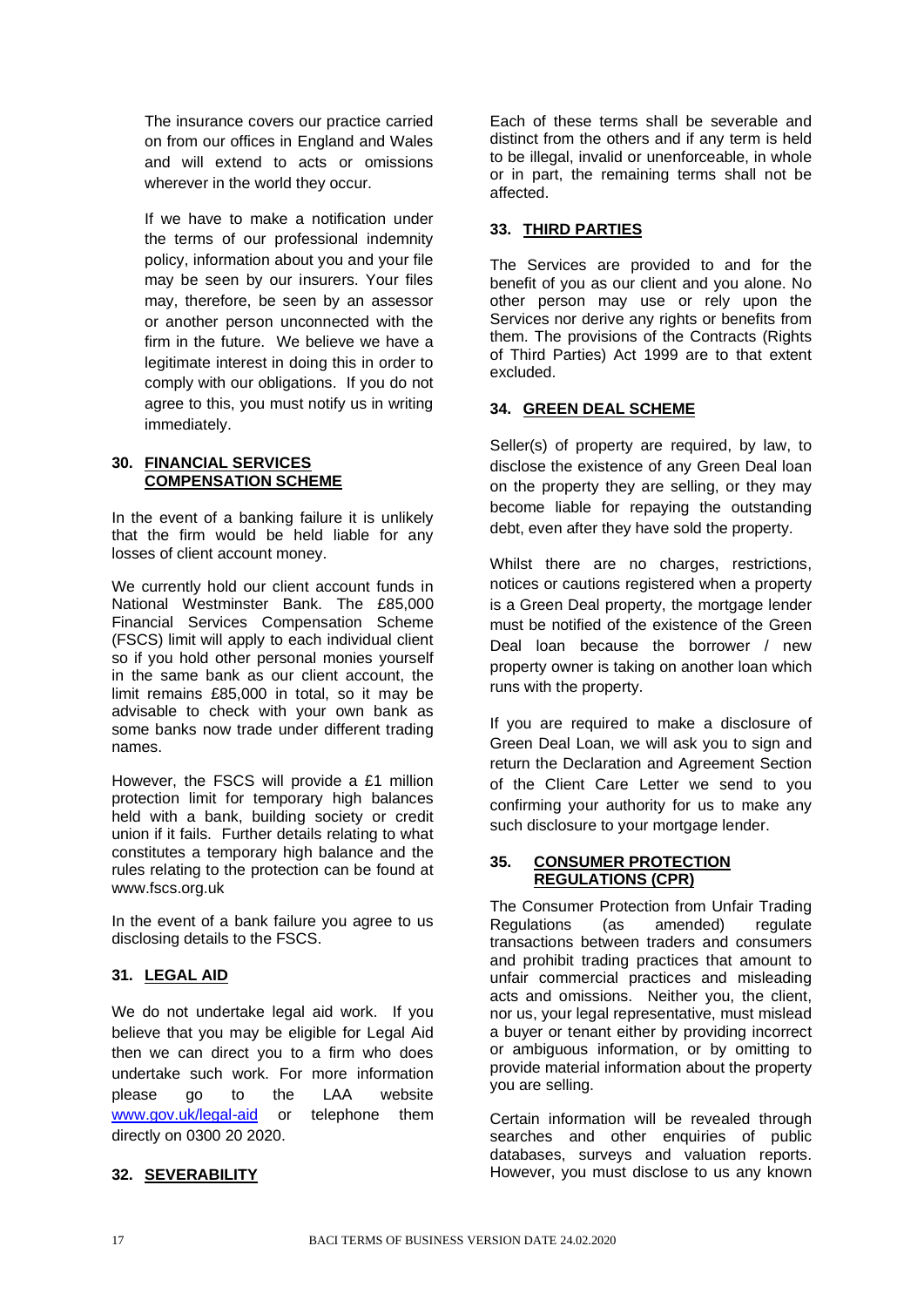The insurance covers our practice carried on from our offices in England and Wales and will extend to acts or omissions wherever in the world they occur.

If we have to make a notification under the terms of our professional indemnity policy, information about you and your file may be seen by our insurers. Your files may, therefore, be seen by an assessor or another person unconnected with the firm in the future. We believe we have a legitimate interest in doing this in order to comply with our obligations. If you do not agree to this, you must notify us in writing immediately.

### 30. FINANCIAL SERVICES COMPENSATION SCHEME

In the event of a banking failure it is unlikely that the firm would be held liable for any losses of client account money.

We currently hold our client account funds in National Westminster Bank. The £85,000 Financial Services Compensation Scheme (FSCS) limit will apply to each individual client so if you hold other personal monies yourself in the same bank as our client account, the limit remains £85,000 in total, so it may be advisable to check with your own bank as some banks now trade under different trading names.

However, the FSCS will provide a £1 million protection limit for temporary high balances held with a bank, building society or credit union if it fails. Further details relating to what constitutes a temporary high balance and the rules relating to the protection can be found at www.fscs.org.uk

In the event of a bank failure you agree to us disclosing details to the FSCS.

### 31. LEGAL AID

We do not undertake legal aid work. If you believe that you may be eligible for Legal Aid then we can direct you to a firm who does undertake such work. For more information please go to the LAA website [www.gov.uk/legal-aid](http://www.gov.uk/legal-aid) or telephone them directly on 0300 20 2020.

### 32. SEVERABILITY

Each of these terms shall be severable and distinct from the others and if any term is held to be illegal, invalid or unenforceable, in whole or in part, the remaining terms shall not be affected.

### 33. THIRD PARTIES

The Services are provided to and for the benefit of you as our client and you alone. No other person may use or rely upon the Services nor derive any rights or benefits from them. The provisions of the Contracts (Rights of Third Parties) Act 1999 are to that extent excluded.

### 34. GREEN DEAL SCHEME

Seller(s) of property are required, by law, to disclose the existence of any Green Deal loan on the property they are selling, or they may become liable for repaying the outstanding debt, even after they have sold the property.

Whilst there are no charges, restrictions, notices or cautions registered when a property is a Green Deal property, the mortgage lender must be notified of the existence of the Green Deal loan because the borrower / new property owner is taking on another loan which runs with the property.

If you are required to make a disclosure of Green Deal Loan, we will ask you to sign and return the Declaration and Agreement Section of the Client Care Letter we send to you confirming your authority for us to make any such disclosure to your mortgage lender.

### 35. CONSUMER PROTECTION REGULATIONS (CPR)

The Consumer Protection from Unfair Trading Regulations (as amended) regulate transactions between traders and consumers and prohibit trading practices that amount to unfair commercial practices and misleading acts and omissions. Neither you, the client, nor us, your legal representative, must mislead a buyer or tenant either by providing incorrect or ambiguous information, or by omitting to provide material information about the property you are selling.

Certain information will be revealed through searches and other enquiries of public databases, surveys and valuation reports. However, you must disclose to us any known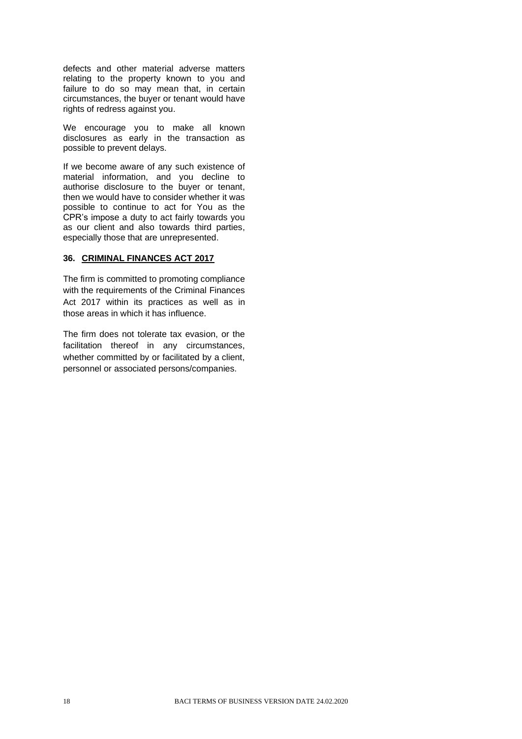defects and other material adverse matters relating to the property known to you and failure to do so may mean that, in certain circumstances, the buyer or tenant would have rights of redress against you.

We encourage you to make all known disclosures as early in the transaction as possible to prevent delays.

If we become aware of any such existence of material information, and you decline to authorise disclosure to the buyer or tenant, then we would have to consider whether it was possible to continue to act for You as the CPR's impose a duty to act fairly towards you as our client and also towards third parties, especially those that are unrepresented.

## 36. CRIMINAL FINANCES ACT 2017

The firm is committed to promoting compliance with the requirements of the Criminal Finances Act 2017 within its practices as well as in those areas in which it has influence.

The firm does not tolerate tax evasion, or the facilitation thereof in any circumstances, whether committed by or facilitated by a client, personnel or associated persons/companies.